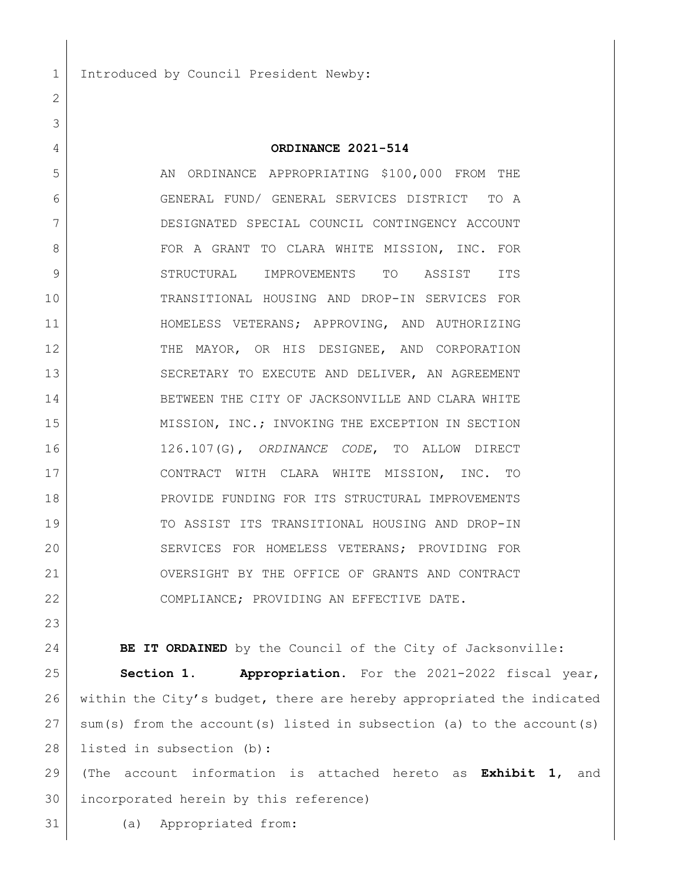Introduced by Council President Newby:

**ORDINANCE 2021-514**

AN ORDINANCE APPROPRIATING $100,000 FROM THE GENERAL FUND/ GENERAL SERVICES DISTRICT TO A DESIGNATED SPECIAL COUNCIL CONTINGENCY ACCOUNT FOR A GRANT TO CLARA WHITE MISSION, INC. FOR STRUCTURAL IMPROVEMENTS TO ASSIST ITS TRANSITIONAL HOUSING AND DROP-IN SERVICES FOR HOMELESS VETERANS; APPROVING, AND AUTHORIZING THE MAYOR, OR HIS DESIGNEE, AND CORPORATION SECRETARY TO EXECUTE AND DELIVER, AN AGREEMENT BETWEEN THE CITY OF JACKSONVILLE AND CLARA WHITE MISSION, INC.; INVOKING THE EXCEPTION IN SECTION 126.107(G), *ORDINANCE CODE*, TO ALLOW DIRECT CONTRACT WITH CLARA WHITE MISSION, INC. TO PROVIDE FUNDING FOR ITS STRUCTURAL IMPROVEMENTS TO ASSIST ITS TRANSITIONAL HOUSING AND DROP-IN SERVICES FOR HOMELESS VETERANS; PROVIDING FOR OVERSIGHT BY THE OFFICE OF GRANTS AND CONTRACT COMPLIANCE; PROVIDING AN EFFECTIVE DATE.

**BE IT ORDAINED** by the Council of the City of Jacksonville:

**Section 1. Appropriation.** For the 2021-2022 fiscal year, within the City's budget, there are hereby appropriated the indicated sum(s) from the account(s) listed in subsection (a) to the account(s) listed in subsection (b):

(The account information is attached hereto as **Exhibit 1**, and incorporated herein by this reference)

(a) Appropriated from: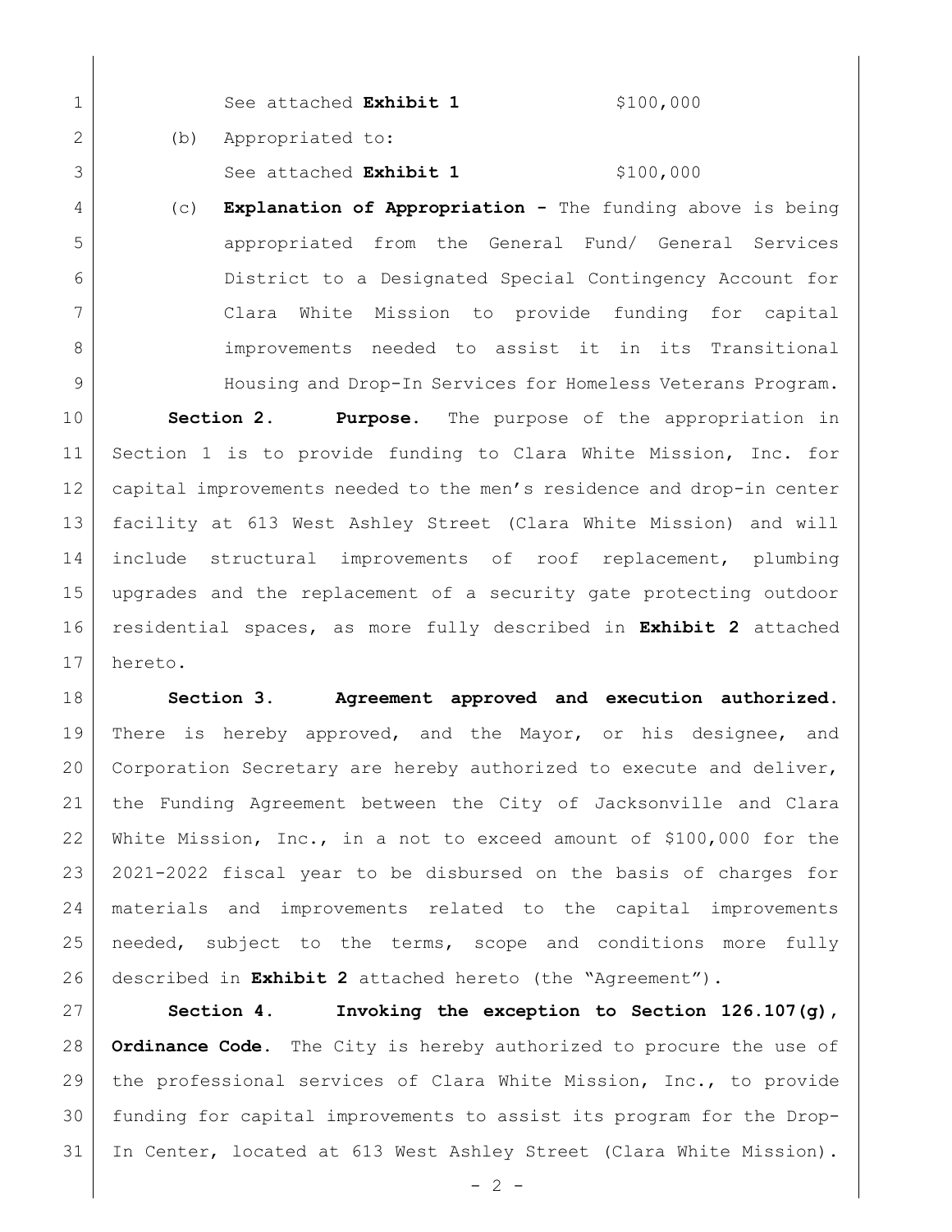See attached **Exhibit 1** $100,000

(b) Appropriated to:

See attached **Exhibit 1** $100,000

(c) **Explanation of Appropriation -** The funding above is being appropriated from the General Fund/ General Services District to a Designated Special Contingency Account for Clara White Mission to provide funding for capital improvements needed to assist it in its Transitional Housing and Drop-In Services for Homeless Veterans Program.

**Section 2. Purpose.** The purpose of the appropriation in Section 1 is to provide funding to Clara White Mission, Inc. for capital improvements needed to the men's residence and drop-in center facility at 613 West Ashley Street (Clara White Mission) and will include structural improvements of roof replacement, plumbing upgrades and the replacement of a security gate protecting outdoor residential spaces, as more fully described in **Exhibit 2** attached hereto.

**Section 3. Agreement approved and execution authorized.** There is hereby approved, and the Mayor, or his designee, and Corporation Secretary are hereby authorized to execute and deliver, the Funding Agreement between the City of Jacksonville and Clara White Mission, Inc., in a not to exceed amount of $100,000 for the 2021-2022 fiscal year to be disbursed on the basis of charges for materials and improvements related to the capital improvements needed, subject to the terms, scope and conditions more fully described in **Exhibit 2** attached hereto (the "Agreement").

**Section 4. Invoking the exception to Section 126.107(g), Ordinance Code.** The City is hereby authorized to procure the use of the professional services of Clara White Mission, Inc., to provide funding for capital improvements to assist its program for the Drop-In Center, located at 613 West Ashley Street (Clara White Mission).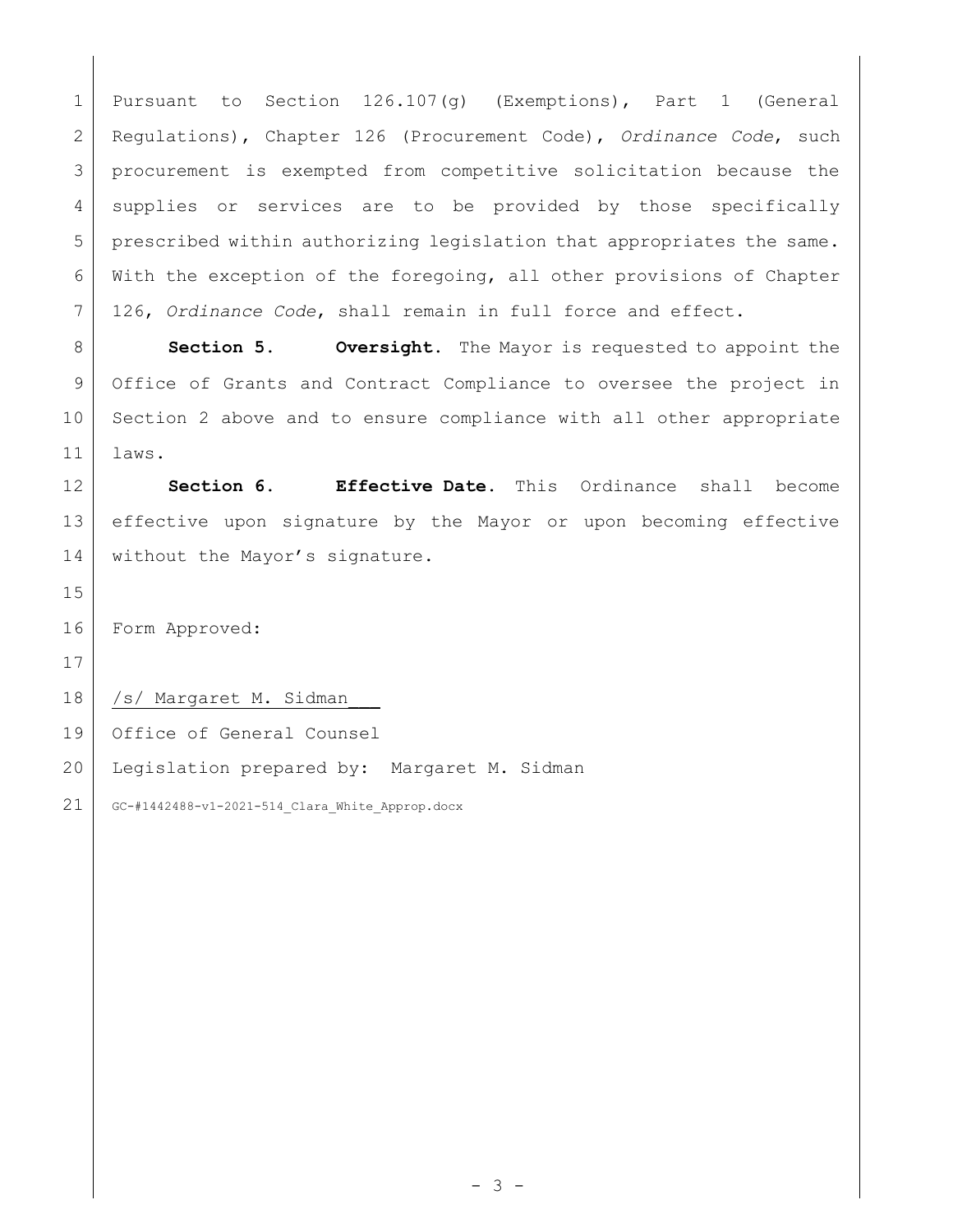Pursuant to Section 126.107(g) (Exemptions), Part 1 (General Regulations), Chapter 126 (Procurement Code), *Ordinance Code*, such procurement is exempted from competitive solicitation because the supplies or services are to be provided by those specifically prescribed within authorizing legislation that appropriates the same. With the exception of the foregoing, all other provisions of Chapter 126, *Ordinance Code*, shall remain in full force and effect.

**Section 5. Oversight.** The Mayor is requested to appoint the Office of Grants and Contract Compliance to oversee the project in Section 2 above and to ensure compliance with all other appropriate laws.

**Section 6. Effective Date.** This Ordinance shall become effective upon signature by the Mayor or upon becoming effective without the Mayor's signature.

Form Approved:

/s/ Margaret M. Sidman

Office of General Counsel

Legislation prepared by: Margaret M. Sidman

GC-#1442488-v1-2021-514_Clara_White_Approp.docx